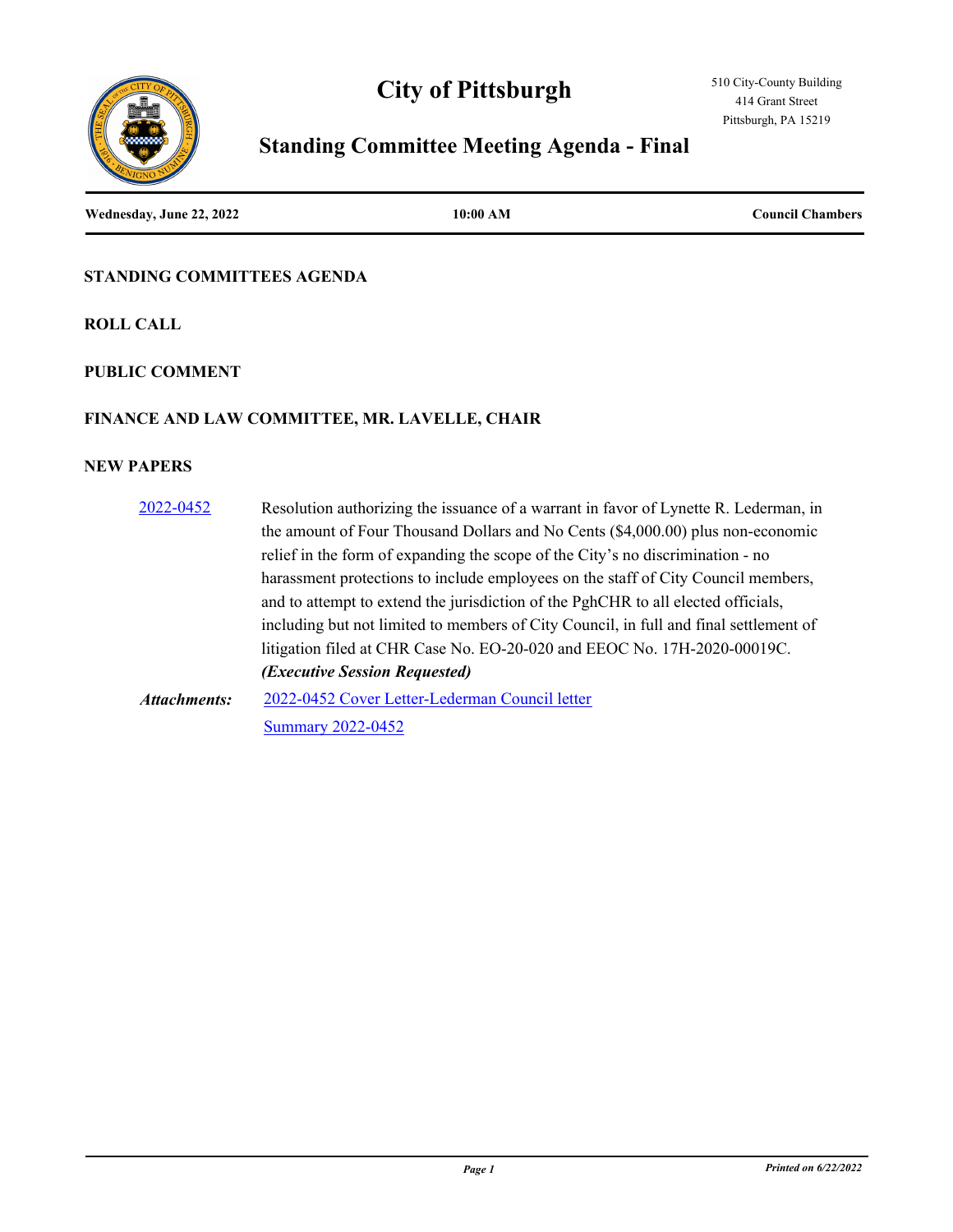# City of Pittsburgh

510 City-County Building
414 Grant Street
Pittsburgh, PA 15219

## Standing Committee Meeting Agenda - Final

| Wednesday, June 22, 2022 | 10:00 AM | Council Chambers |
|---|---|---|

### STANDING COMMITTEES AGENDA

### ROLL CALL

### PUBLIC COMMENT

### FINANCE AND LAW COMMITTEE, MR. LAVELLE, CHAIR

### NEW PAPERS

**2022-0452** Resolution authorizing the issuance of a warrant in favor of Lynette R. Lederman, in the amount of Four Thousand Dollars and No Cents ($4,000.00) plus non-economic relief in the form of expanding the scope of the City's no discrimination - no harassment protections to include employees on the staff of City Council members, and to attempt to extend the jurisdiction of the PghCHR to all elected officials, including but not limited to members of City Council, in full and final settlement of litigation filed at CHR Case No. EO-20-020 and EEOC No. 17H-2020-00019C. ***(Executive Session Requested)***

***Attachments:*** 2022-0452 Cover Letter-Lederman Council letter
Summary 2022-0452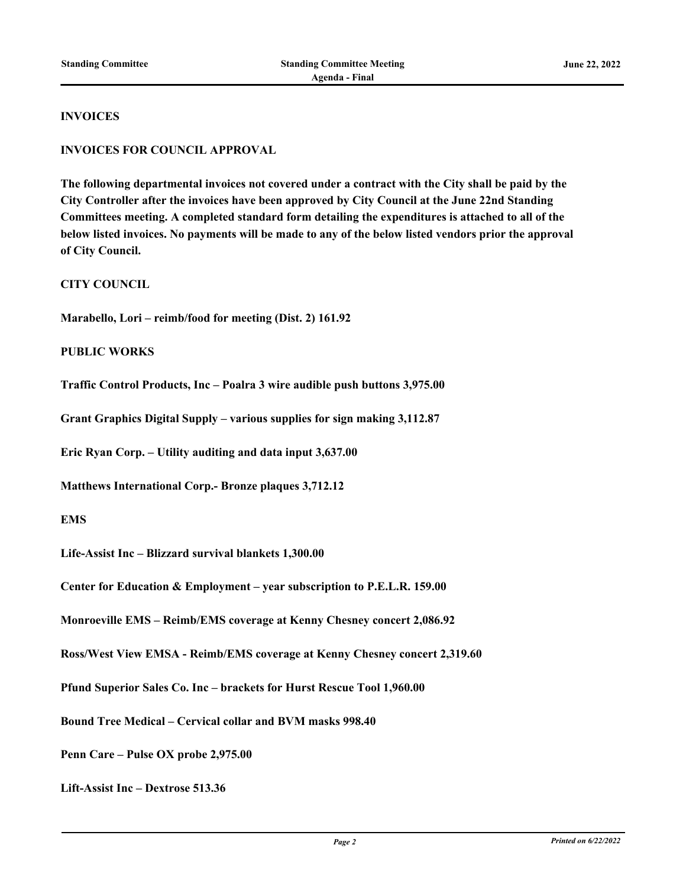**INVOICES**

**INVOICES FOR COUNCIL APPROVAL**

**The following departmental invoices not covered under a contract with the City shall be paid by the City Controller after the invoices have been approved by City Council at the June 22nd Standing Committees meeting. A completed standard form detailing the expenditures is attached to all of the below listed invoices. No payments will be made to any of the below listed vendors prior the approval of City Council.**

**CITY COUNCIL**

**Marabello, Lori – reimb/food for meeting (Dist. 2) 161.92**

**PUBLIC WORKS**

**Traffic Control Products, Inc – Poalra 3 wire audible push buttons 3,975.00**

**Grant Graphics Digital Supply – various supplies for sign making 3,112.87**

**Eric Ryan Corp. – Utility auditing and data input 3,637.00**

**Matthews International Corp.- Bronze plaques 3,712.12**

**EMS**

**Life-Assist Inc – Blizzard survival blankets 1,300.00**

**Center for Education & Employment – year subscription to P.E.L.R. 159.00**

**Monroeville EMS – Reimb/EMS coverage at Kenny Chesney concert 2,086.92**

**Ross/West View EMSA - Reimb/EMS coverage at Kenny Chesney concert 2,319.60**

**Pfund Superior Sales Co. Inc – brackets for Hurst Rescue Tool 1,960.00**

**Bound Tree Medical – Cervical collar and BVM masks 998.40**

**Penn Care – Pulse OX probe 2,975.00**

**Lift-Assist Inc – Dextrose 513.36**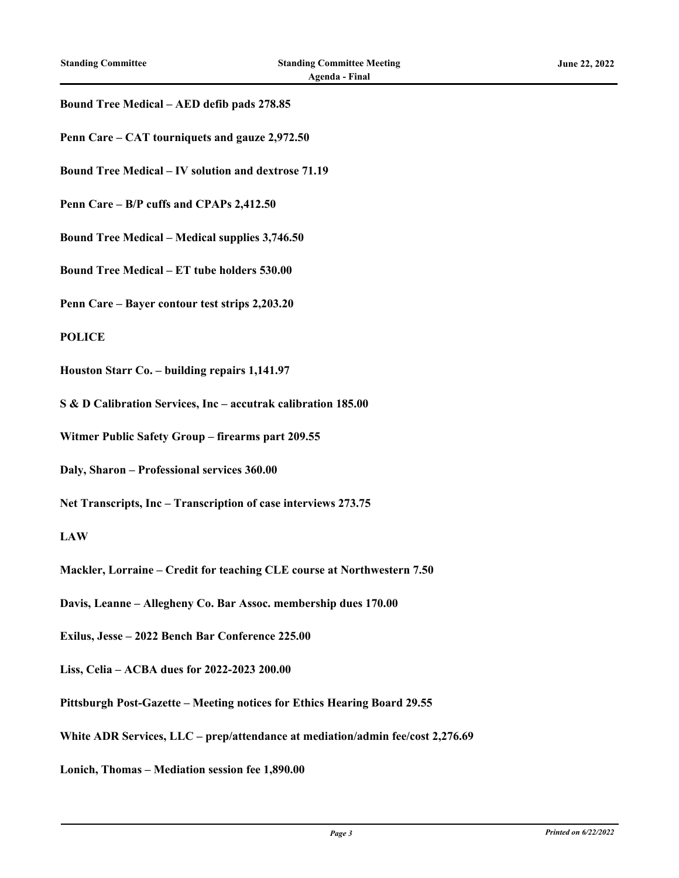**Bound Tree Medical – AED defib pads 278.85**

**Penn Care – CAT tourniquets and gauze 2,972.50**

**Bound Tree Medical – IV solution and dextrose 71.19**

**Penn Care – B/P cuffs and CPAPs 2,412.50**

**Bound Tree Medical – Medical supplies 3,746.50**

**Bound Tree Medical – ET tube holders 530.00**

**Penn Care – Bayer contour test strips 2,203.20**

**POLICE**

**Houston Starr Co. – building repairs 1,141.97**

**S & D Calibration Services, Inc – accutrak calibration 185.00**

**Witmer Public Safety Group – firearms part 209.55**

**Daly, Sharon – Professional services 360.00**

**Net Transcripts, Inc – Transcription of case interviews 273.75**

**LAW**

**Mackler, Lorraine – Credit for teaching CLE course at Northwestern 7.50**

**Davis, Leanne – Allegheny Co. Bar Assoc. membership dues 170.00**

**Exilus, Jesse – 2022 Bench Bar Conference 225.00**

**Liss, Celia – ACBA dues for 2022-2023 200.00**

**Pittsburgh Post-Gazette – Meeting notices for Ethics Hearing Board 29.55**

**White ADR Services, LLC – prep/attendance at mediation/admin fee/cost 2,276.69**

**Lonich, Thomas – Mediation session fee 1,890.00**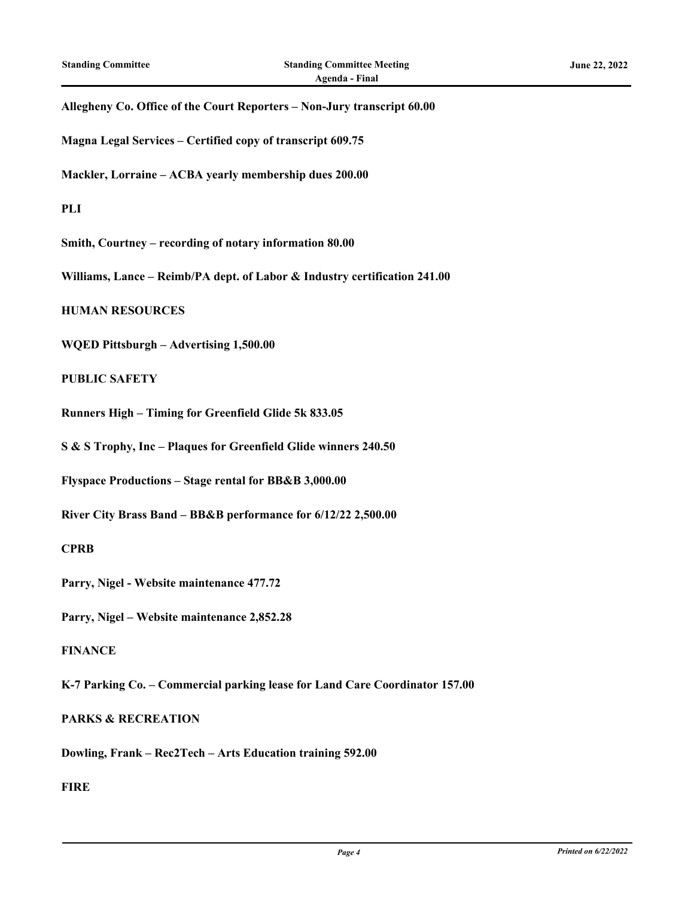**Allegheny Co. Office of the Court Reporters – Non-Jury transcript 60.00**

**Magna Legal Services – Certified copy of transcript 609.75**

**Mackler, Lorraine – ACBA yearly membership dues 200.00**

**PLI**

**Smith, Courtney – recording of notary information 80.00**

**Williams, Lance – Reimb/PA dept. of Labor & Industry certification 241.00**

**HUMAN RESOURCES**

**WQED Pittsburgh – Advertising 1,500.00**

**PUBLIC SAFETY**

**Runners High – Timing for Greenfield Glide 5k 833.05**

**S & S Trophy, Inc – Plaques for Greenfield Glide winners 240.50**

**Flyspace Productions – Stage rental for BB&B 3,000.00**

**River City Brass Band – BB&B performance for 6/12/22 2,500.00**

**CPRB**

**Parry, Nigel - Website maintenance 477.72**

**Parry, Nigel – Website maintenance 2,852.28**

**FINANCE**

**K-7 Parking Co. – Commercial parking lease for Land Care Coordinator 157.00**

**PARKS & RECREATION**

**Dowling, Frank – Rec2Tech – Arts Education training 592.00**

**FIRE**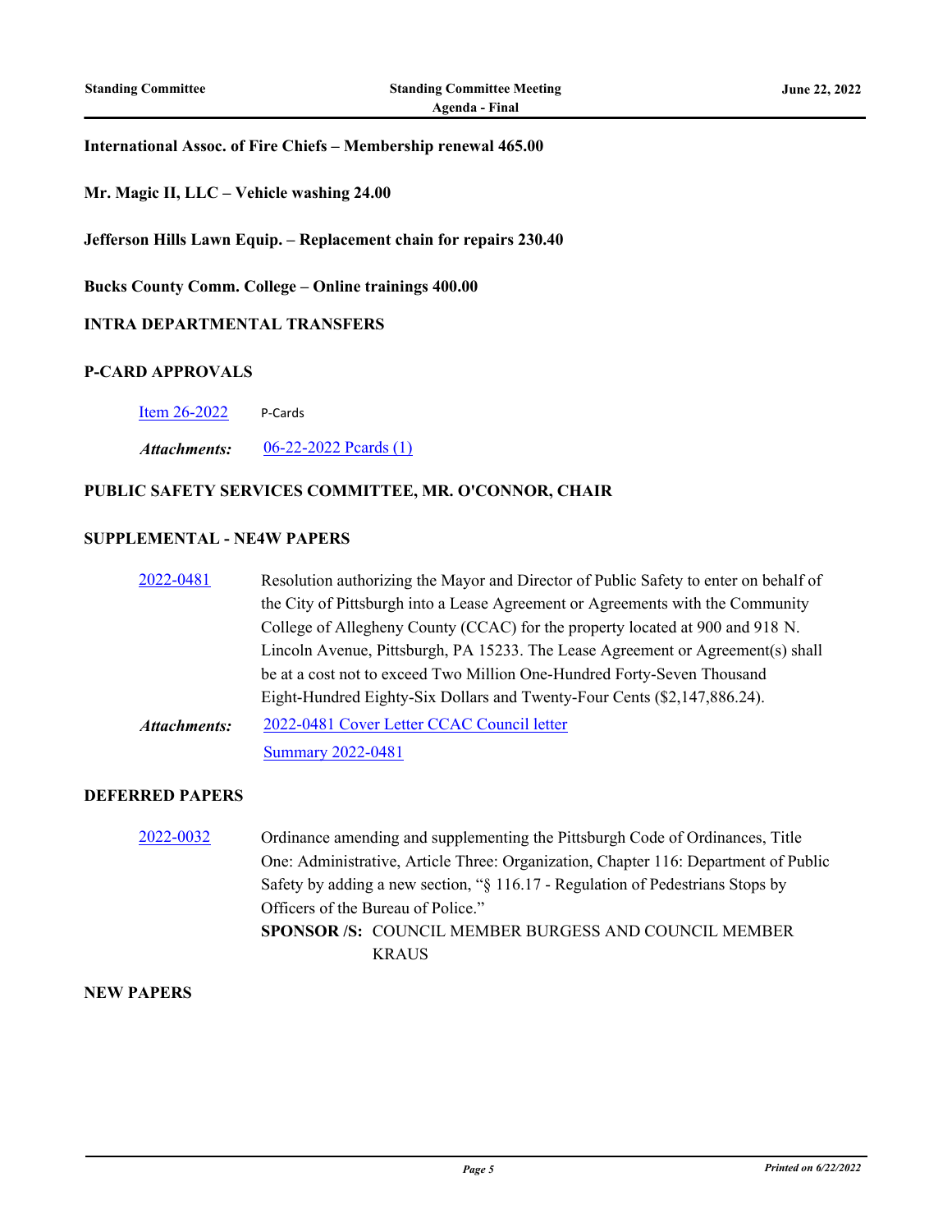**International Assoc. of Fire Chiefs – Membership renewal 465.00**

**Mr. Magic II, LLC – Vehicle washing 24.00**

**Jefferson Hills Lawn Equip. – Replacement chain for repairs 230.40**

**Bucks County Comm. College – Online trainings 400.00**

**INTRA DEPARTMENTAL TRANSFERS**

**P-CARD APPROVALS**

Item 26-2022 — P-Cards

*Attachments:* 06-22-2022 Pcards (1)

**PUBLIC SAFETY SERVICES COMMITTEE, MR. O'CONNOR, CHAIR**

**SUPPLEMENTAL - NE4W PAPERS**

2022-0481 — Resolution authorizing the Mayor and Director of Public Safety to enter on behalf of the City of Pittsburgh into a Lease Agreement or Agreements with the Community College of Allegheny County (CCAC) for the property located at 900 and 918 N. Lincoln Avenue, Pittsburgh, PA 15233. The Lease Agreement or Agreement(s) shall be at a cost not to exceed Two Million One-Hundred Forty-Seven Thousand Eight-Hundred Eighty-Six Dollars and Twenty-Four Cents ($2,147,886.24).

*Attachments:* 2022-0481 Cover Letter CCAC Council letter
Summary 2022-0481

**DEFERRED PAPERS**

2022-0032 — Ordinance amending and supplementing the Pittsburgh Code of Ordinances, Title One: Administrative, Article Three: Organization, Chapter 116: Department of Public Safety by adding a new section, "§ 116.17 - Regulation of Pedestrians Stops by Officers of the Bureau of Police."

**SPONSOR /S:** COUNCIL MEMBER BURGESS AND COUNCIL MEMBER KRAUS

**NEW PAPERS**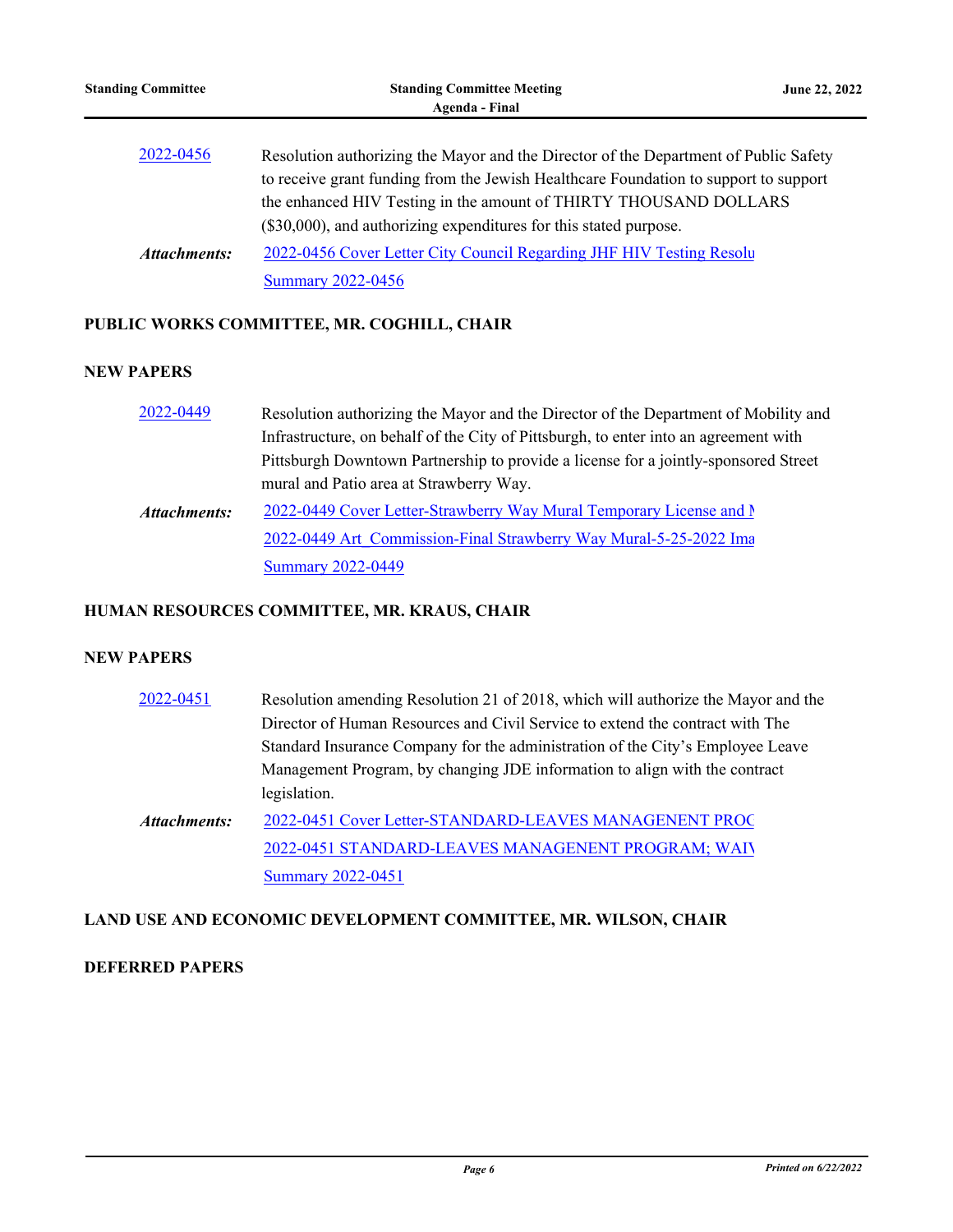[2022-0456](#) Resolution authorizing the Mayor and the Director of the Department of Public Safety to receive grant funding from the Jewish Healthcare Foundation to support to support the enhanced HIV Testing in the amount of THIRTY THOUSAND DOLLARS ($30,000), and authorizing expenditures for this stated purpose.

***Attachments:*** [2022-0456 Cover Letter City Council Regarding JHF HIV Testing Resolu](#)
[Summary 2022-0456](#)

**PUBLIC WORKS COMMITTEE, MR. COGHILL, CHAIR**

**NEW PAPERS**

[2022-0449](#) Resolution authorizing the Mayor and the Director of the Department of Mobility and Infrastructure, on behalf of the City of Pittsburgh, to enter into an agreement with Pittsburgh Downtown Partnership to provide a license for a jointly-sponsored Street mural and Patio area at Strawberry Way.

***Attachments:*** [2022-0449 Cover Letter-Strawberry Way Mural Temporary License and M](#)
[2022-0449 Art_Commission-Final Strawberry Way Mural-5-25-2022 Ima](#)
[Summary 2022-0449](#)

**HUMAN RESOURCES COMMITTEE, MR. KRAUS, CHAIR**

**NEW PAPERS**

[2022-0451](#) Resolution amending Resolution 21 of 2018, which will authorize the Mayor and the Director of Human Resources and Civil Service to extend the contract with The Standard Insurance Company for the administration of the City's Employee Leave Management Program, by changing JDE information to align with the contract legislation.

***Attachments:*** [2022-0451 Cover Letter-STANDARD-LEAVES MANAGENENT PROG](#)
[2022-0451 STANDARD-LEAVES MANAGENENT PROGRAM; WAIV](#)
[Summary 2022-0451](#)

**LAND USE AND ECONOMIC DEVELOPMENT COMMITTEE, MR. WILSON, CHAIR**

**DEFERRED PAPERS**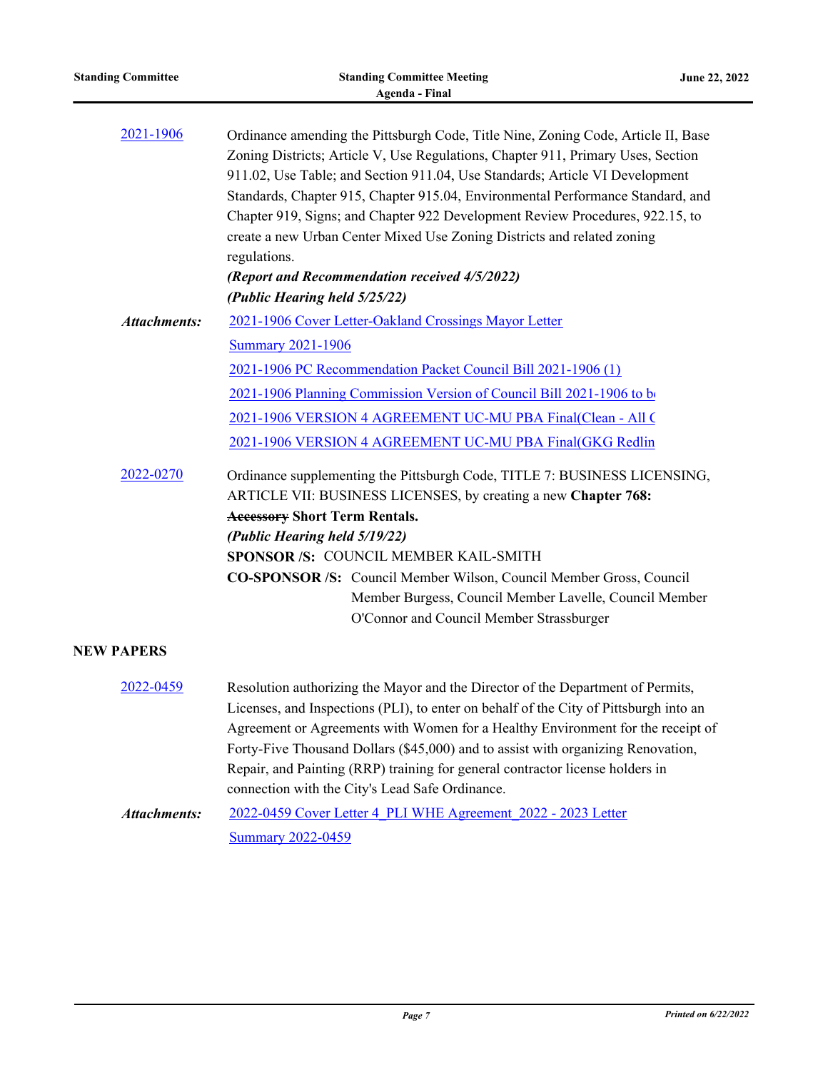**2021-1906**

Ordinance amending the Pittsburgh Code, Title Nine, Zoning Code, Article II, Base Zoning Districts; Article V, Use Regulations, Chapter 911, Primary Uses, Section 911.02, Use Table; and Section 911.04, Use Standards; Article VI Development Standards, Chapter 915, Chapter 915.04, Environmental Performance Standard, and Chapter 919, Signs; and Chapter 922 Development Review Procedures, 922.15, to create a new Urban Center Mixed Use Zoning Districts and related zoning regulations.

***(Report and Recommendation received 4/5/2022)***

***(Public Hearing held 5/25/22)***

***Attachments:***
- 2021-1906 Cover Letter-Oakland Crossings Mayor Letter
- Summary 2021-1906
- 2021-1906 PC Recommendation Packet Council Bill 2021-1906 (1)
- 2021-1906 Planning Commission Version of Council Bill 2021-1906 to b
- 2021-1906 VERSION 4 AGREEMENT UC-MU PBA Final(Clean - All C
- 2021-1906 VERSION 4 AGREEMENT UC-MU PBA Final(GKG Redlin

**2022-0270**

Ordinance supplementing the Pittsburgh Code, TITLE 7: BUSINESS LICENSING, ARTICLE VII: BUSINESS LICENSES, by creating a new **Chapter 768:** **~~Accessory~~ Short Term Rentals.**

***(Public Hearing held 5/19/22)***

**SPONSOR /S:** COUNCIL MEMBER KAIL-SMITH

**CO-SPONSOR /S:** Council Member Wilson, Council Member Gross, Council Member Burgess, Council Member Lavelle, Council Member O'Connor and Council Member Strassburger

## NEW PAPERS

**2022-0459**

Resolution authorizing the Mayor and the Director of the Department of Permits, Licenses, and Inspections (PLI), to enter on behalf of the City of Pittsburgh into an Agreement or Agreements with Women for a Healthy Environment for the receipt of Forty-Five Thousand Dollars ($45,000) and to assist with organizing Renovation, Repair, and Painting (RRP) training for general contractor license holders in connection with the City's Lead Safe Ordinance.

***Attachments:***
- 2022-0459 Cover Letter 4_PLI WHE Agreement_2022 - 2023 Letter
- Summary 2022-0459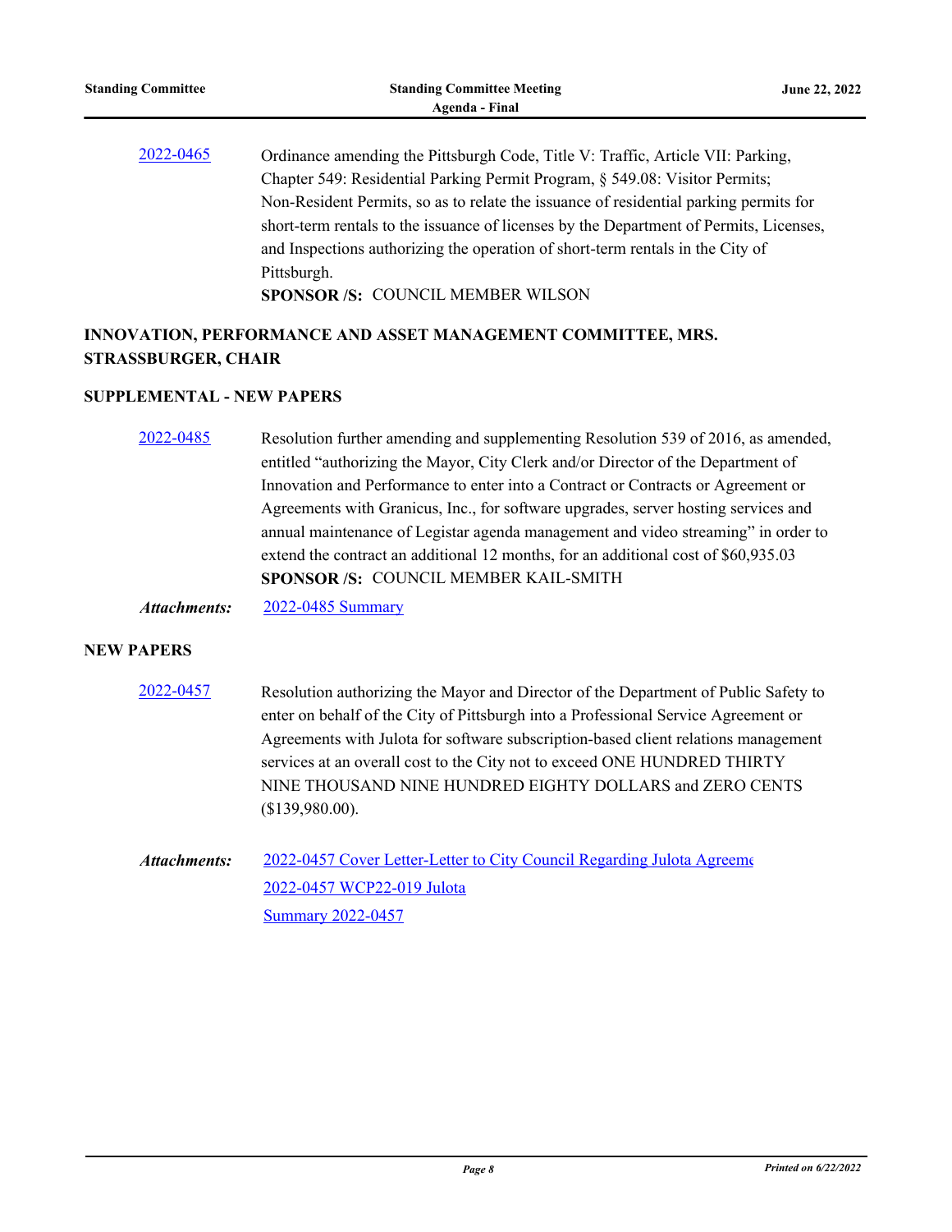2022-0465 Ordinance amending the Pittsburgh Code, Title V: Traffic, Article VII: Parking, Chapter 549: Residential Parking Permit Program, § 549.08: Visitor Permits; Non-Resident Permits, so as to relate the issuance of residential parking permits for short-term rentals to the issuance of licenses by the Department of Permits, Licenses, and Inspections authorizing the operation of short-term rentals in the City of Pittsburgh.

**SPONSOR /S:** COUNCIL MEMBER WILSON

## INNOVATION, PERFORMANCE AND ASSET MANAGEMENT COMMITTEE, MRS. STRASSBURGER, CHAIR

### SUPPLEMENTAL - NEW PAPERS

2022-0485 Resolution further amending and supplementing Resolution 539 of 2016, as amended, entitled "authorizing the Mayor, City Clerk and/or Director of the Department of Innovation and Performance to enter into a Contract or Contracts or Agreement or Agreements with Granicus, Inc., for software upgrades, server hosting services and annual maintenance of Legistar agenda management and video streaming" in order to extend the contract an additional 12 months, for an additional cost of $60,935.03

**SPONSOR /S:** COUNCIL MEMBER KAIL-SMITH

***Attachments:*** 2022-0485 Summary

### NEW PAPERS

2022-0457 Resolution authorizing the Mayor and Director of the Department of Public Safety to enter on behalf of the City of Pittsburgh into a Professional Service Agreement or Agreements with Julota for software subscription-based client relations management services at an overall cost to the City not to exceed ONE HUNDRED THIRTY NINE THOUSAND NINE HUNDRED EIGHTY DOLLARS and ZERO CENTS ($139,980.00).

***Attachments:*** 2022-0457 Cover Letter-Letter to City Council Regarding Julota Agreeme
2022-0457 WCP22-019 Julota
Summary 2022-0457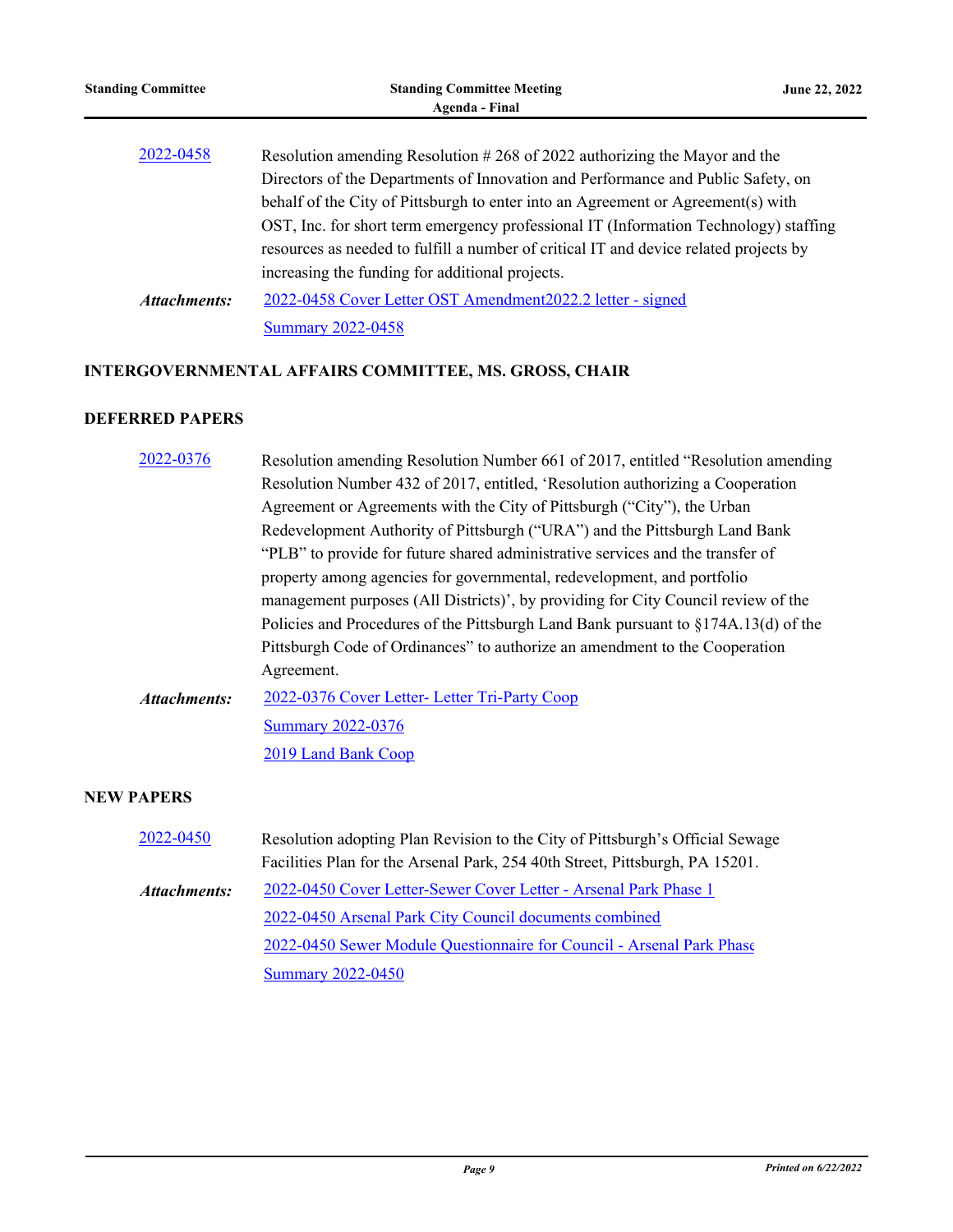[2022-0458] Resolution amending Resolution # 268 of 2022 authorizing the Mayor and the Directors of the Departments of Innovation and Performance and Public Safety, on behalf of the City of Pittsburgh to enter into an Agreement or Agreement(s) with OST, Inc. for short term emergency professional IT (Information Technology) staffing resources as needed to fulfill a number of critical IT and device related projects by increasing the funding for additional projects.

***Attachments:*** 2022-0458 Cover Letter OST Amendment2022.2 letter - signed
Summary 2022-0458

**INTERGOVERNMENTAL AFFAIRS COMMITTEE, MS. GROSS, CHAIR**

**DEFERRED PAPERS**

[2022-0376] Resolution amending Resolution Number 661 of 2017, entitled "Resolution amending Resolution Number 432 of 2017, entitled, 'Resolution authorizing a Cooperation Agreement or Agreements with the City of Pittsburgh ("City"), the Urban Redevelopment Authority of Pittsburgh ("URA") and the Pittsburgh Land Bank "PLB" to provide for future shared administrative services and the transfer of property among agencies for governmental, redevelopment, and portfolio management purposes (All Districts)', by providing for City Council review of the Policies and Procedures of the Pittsburgh Land Bank pursuant to §174A.13(d) of the Pittsburgh Code of Ordinances" to authorize an amendment to the Cooperation Agreement.

***Attachments:*** 2022-0376 Cover Letter- Letter Tri-Party Coop
Summary 2022-0376
2019 Land Bank Coop

**NEW PAPERS**

[2022-0450] Resolution adopting Plan Revision to the City of Pittsburgh's Official Sewage Facilities Plan for the Arsenal Park, 254 40th Street, Pittsburgh, PA 15201.

***Attachments:*** 2022-0450 Cover Letter-Sewer Cover Letter - Arsenal Park Phase 1
2022-0450 Arsenal Park City Council documents combined
2022-0450 Sewer Module Questionnaire for Council - Arsenal Park Phase
Summary 2022-0450